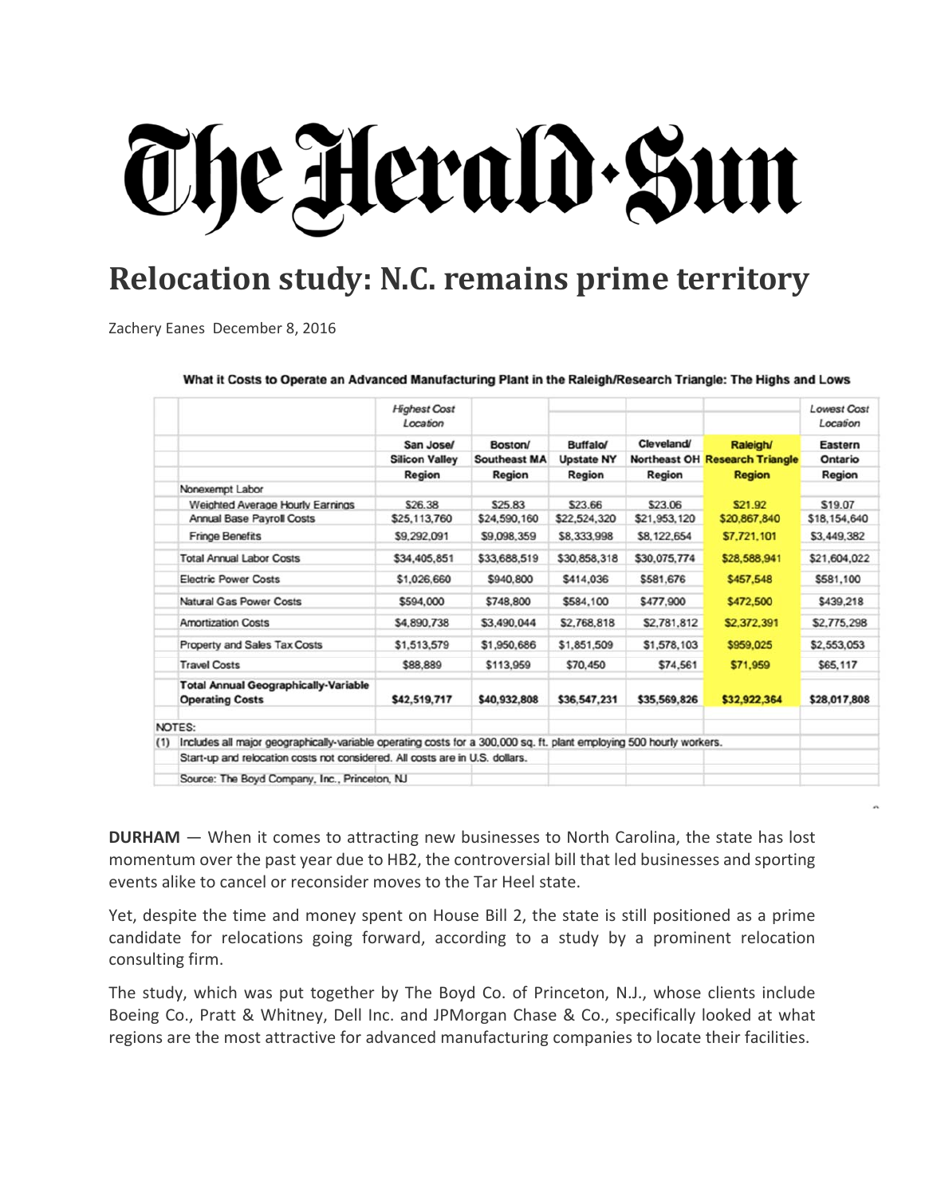# The Herald-Sun

## Relocation study: N.C. remains prime territory

Zachery Eanes December 8, 2016

**What it Costs to Operate an Advanced Manufacturing Plant in the Raleigh/Research Triangle: The Highs and Lows**

| | *Highest Cost Location* | | | | | *Lowest Cost Location* |
|---|---|---|---|---|---|---|
| | **San Jose/ Silicon Valley Region** | **Boston/ Southeast MA Region** | **Buffalo/ Upstate NY Region** | **Cleveland/ Northeast OH Region** | **Raleigh/ Research Triangle Region** | **Eastern Ontario Region** |
| Nonexempt Labor | | | | | | |
| Weighted Average Hourly Earnings | $26.38 | $25.83 | $23.66 | $23.06 | $21.92 | $19.07 |
| Annual Base Payroll Costs | $25,113,760 | $24,590,160 | $22,524,320 | $21,953,120 | $20,867,840 | $18,154,640 |
| Fringe Benefits | $9,292,091 | $9,098,359 | $8,333,998 | $8,122,654 | $7,721,101 | $3,449,382 |
| Total Annual Labor Costs | $34,405,851 | $33,688,519 | $30,858,318 | $30,075,774 | $28,588,941 | $21,604,022 |
| Electric Power Costs | $1,026,660 | $940,800 | $414,036 | $581,676 | $457,548 | $581,100 |
| Natural Gas Power Costs | $594,000 | $748,800 | $584,100 | $477,900 | $472,500 | $439,218 |
| Amortization Costs | $4,890,738 | $3,490,044 | $2,768,818 | $2,781,812 | $2,372,391 | $2,775,298 |
| Property and Sales Tax Costs | $1,513,579 | $1,950,686 | $1,851,509 | $1,578,103 | $959,025 | $2,553,053 |
| Travel Costs | $88,889 | $113,959 | $70,450 | $74,561 | $71,959 | $65,117 |
| **Total Annual Geographically-Variable Operating Costs** | **$42,519,717** | **$40,932,808** | **$36,547,231** | **$35,569,826** | **$32,922,364** | **$28,017,808** |

NOTES:
(1) Includes all major geographically-variable operating costs for a 300,000 sq. ft. plant employing 500 hourly workers.
Start-up and relocation costs not considered. All costs are in U.S. dollars.
Source: The Boyd Company, Inc., Princeton, NJ

**DURHAM** — When it comes to attracting new businesses to North Carolina, the state has lost momentum over the past year due to HB2, the controversial bill that led businesses and sporting events alike to cancel or reconsider moves to the Tar Heel state.

Yet, despite the time and money spent on House Bill 2, the state is still positioned as a prime candidate for relocations going forward, according to a study by a prominent relocation consulting firm.

The study, which was put together by The Boyd Co. of Princeton, N.J., whose clients include Boeing Co., Pratt & Whitney, Dell Inc. and JPMorgan Chase & Co., specifically looked at what regions are the most attractive for advanced manufacturing companies to locate their facilities.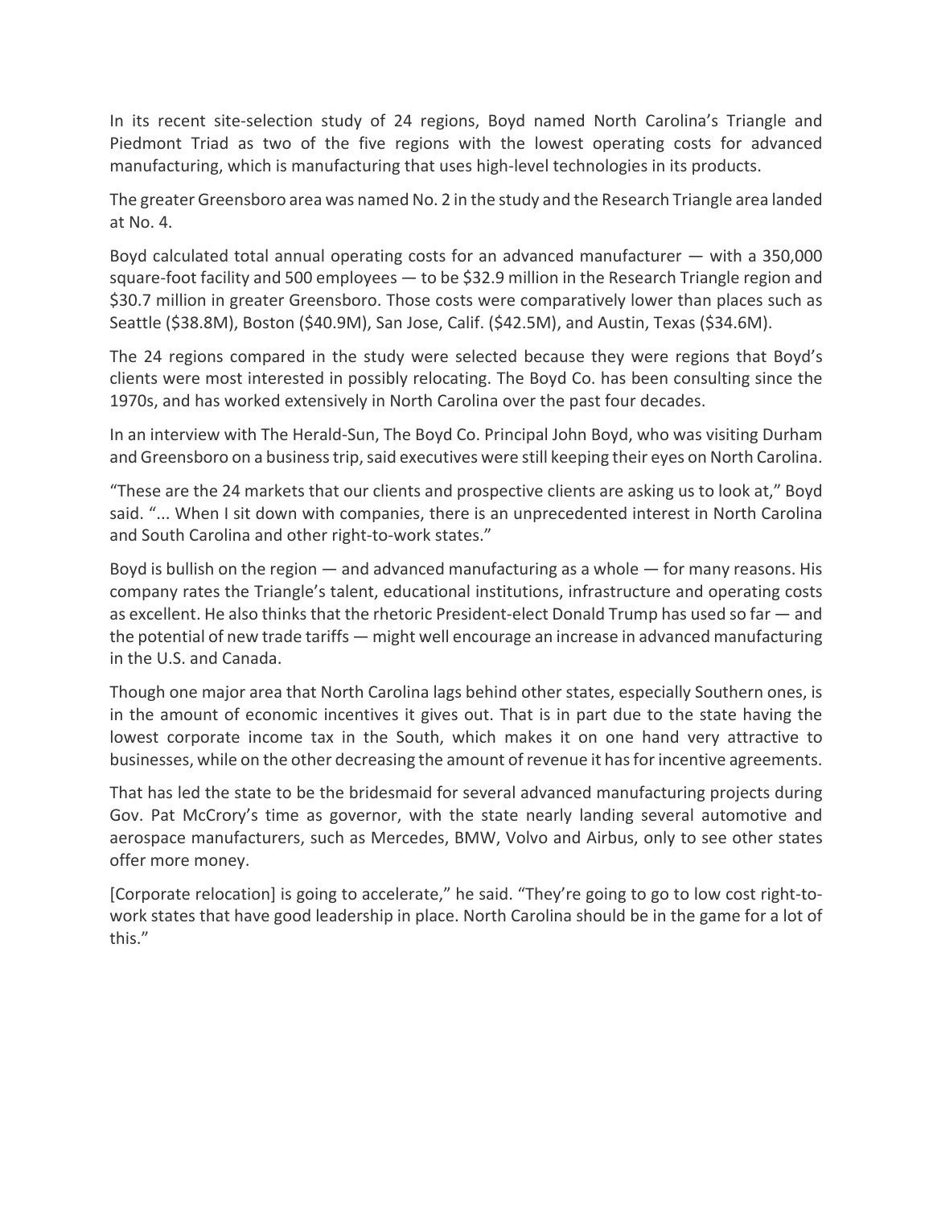In its recent site-selection study of 24 regions, Boyd named North Carolina's Triangle and Piedmont Triad as two of the five regions with the lowest operating costs for advanced manufacturing, which is manufacturing that uses high-level technologies in its products.

The greater Greensboro area was named No. 2 in the study and the Research Triangle area landed at No. 4.

Boyd calculated total annual operating costs for an advanced manufacturer — with a 350,000 square-foot facility and 500 employees — to be $32.9 million in the Research Triangle region and $30.7 million in greater Greensboro. Those costs were comparatively lower than places such as Seattle ($38.8M), Boston ($40.9M), San Jose, Calif. ($42.5M), and Austin, Texas ($34.6M).

The 24 regions compared in the study were selected because they were regions that Boyd's clients were most interested in possibly relocating. The Boyd Co. has been consulting since the 1970s, and has worked extensively in North Carolina over the past four decades.

In an interview with The Herald-Sun, The Boyd Co. Principal John Boyd, who was visiting Durham and Greensboro on a business trip, said executives were still keeping their eyes on North Carolina.

"These are the 24 markets that our clients and prospective clients are asking us to look at," Boyd said. "... When I sit down with companies, there is an unprecedented interest in North Carolina and South Carolina and other right-to-work states."

Boyd is bullish on the region — and advanced manufacturing as a whole — for many reasons. His company rates the Triangle's talent, educational institutions, infrastructure and operating costs as excellent. He also thinks that the rhetoric President-elect Donald Trump has used so far — and the potential of new trade tariffs — might well encourage an increase in advanced manufacturing in the U.S. and Canada.

Though one major area that North Carolina lags behind other states, especially Southern ones, is in the amount of economic incentives it gives out. That is in part due to the state having the lowest corporate income tax in the South, which makes it on one hand very attractive to businesses, while on the other decreasing the amount of revenue it has for incentive agreements.

That has led the state to be the bridesmaid for several advanced manufacturing projects during Gov. Pat McCrory's time as governor, with the state nearly landing several automotive and aerospace manufacturers, such as Mercedes, BMW, Volvo and Airbus, only to see other states offer more money.

[Corporate relocation] is going to accelerate," he said. "They're going to go to low cost right-to-work states that have good leadership in place. North Carolina should be in the game for a lot of this."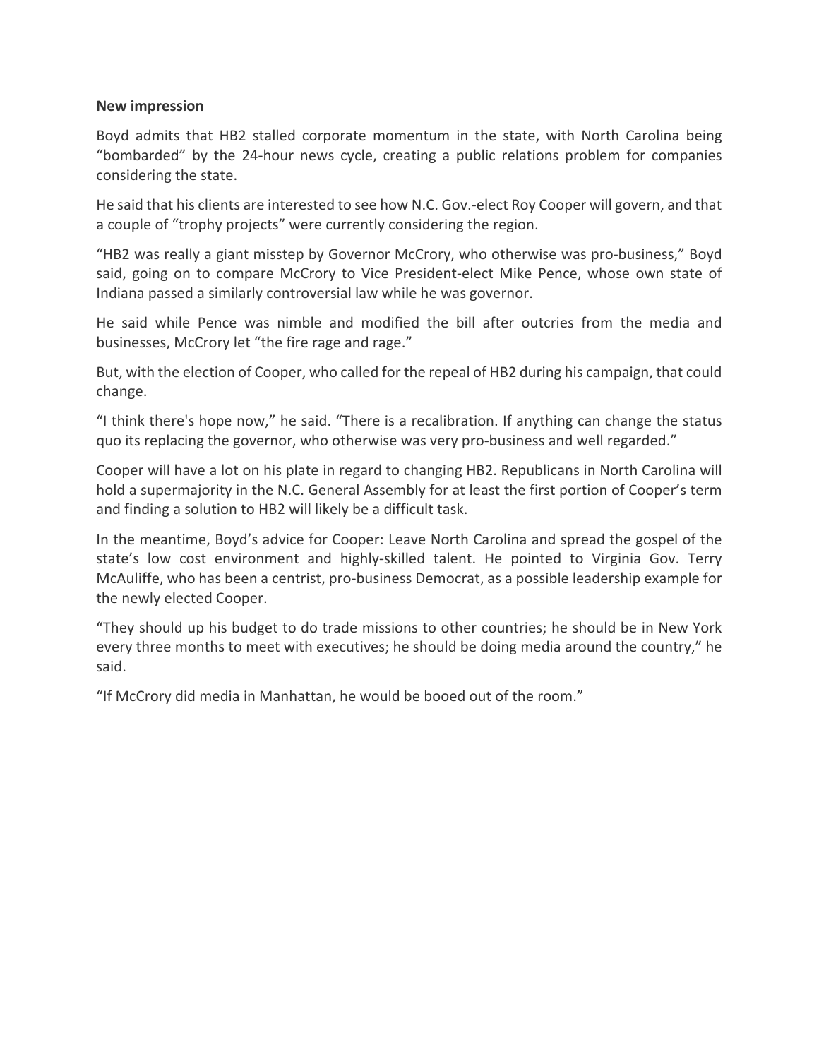**New impression**

Boyd admits that HB2 stalled corporate momentum in the state, with North Carolina being "bombarded" by the 24-hour news cycle, creating a public relations problem for companies considering the state.

He said that his clients are interested to see how N.C. Gov.-elect Roy Cooper will govern, and that a couple of "trophy projects" were currently considering the region.

"HB2 was really a giant misstep by Governor McCrory, who otherwise was pro-business," Boyd said, going on to compare McCrory to Vice President-elect Mike Pence, whose own state of Indiana passed a similarly controversial law while he was governor.

He said while Pence was nimble and modified the bill after outcries from the media and businesses, McCrory let "the fire rage and rage."

But, with the election of Cooper, who called for the repeal of HB2 during his campaign, that could change.

"I think there's hope now," he said. "There is a recalibration. If anything can change the status quo its replacing the governor, who otherwise was very pro-business and well regarded."

Cooper will have a lot on his plate in regard to changing HB2. Republicans in North Carolina will hold a supermajority in the N.C. General Assembly for at least the first portion of Cooper's term and finding a solution to HB2 will likely be a difficult task.

In the meantime, Boyd's advice for Cooper: Leave North Carolina and spread the gospel of the state's low cost environment and highly-skilled talent. He pointed to Virginia Gov. Terry McAuliffe, who has been a centrist, pro-business Democrat, as a possible leadership example for the newly elected Cooper.

"They should up his budget to do trade missions to other countries; he should be in New York every three months to meet with executives; he should be doing media around the country," he said.

"If McCrory did media in Manhattan, he would be booed out of the room."